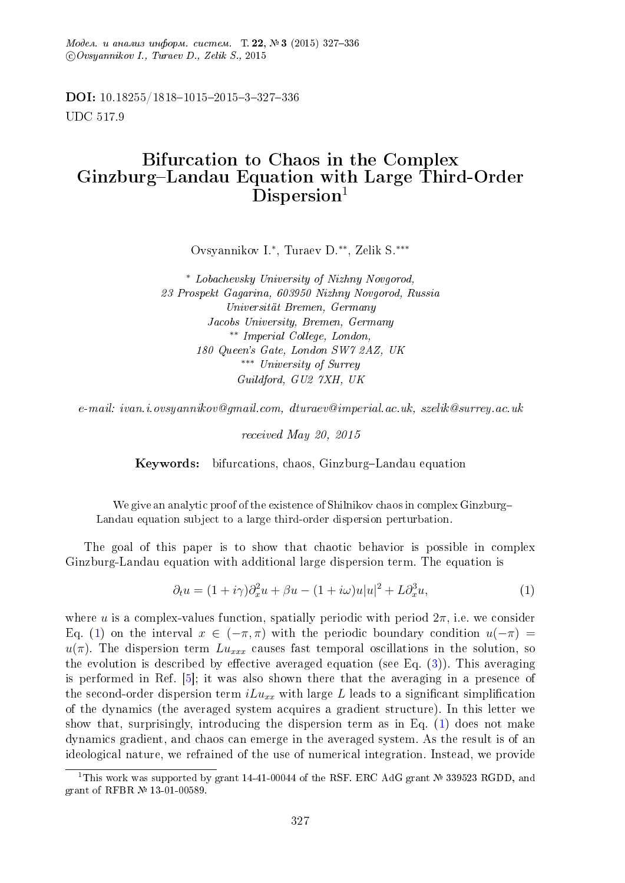DOI: 10.18255/1818–1015–2015–3–327–336

UDC 517.9

# Bifurcation to Chaos in the Complex Ginzburg–Landau Equation with Large Third-Order Dispersion[1]

Ovsyannikov I.[*], Turaev D.[**], Zelik S.[***]

[*] *Lobachevsky University of Nizhny Novgorod,*
*23 Prospekt Gagarina, 603950 Nizhny Novgorod, Russia*
*Universität Bremen, Germany*
*Jacobs University, Bremen, Germany*
[**] *Imperial College, London,*
*180 Queen's Gate, London SW7 2AZ, UK*
[***] *University of Surrey*
*Guildford, GU2 7XH, UK*

*e-mail: ivan.i.ovsyannikov@gmail.com, dturaev@imperial.ac.uk, szelik@surrey.ac.uk*

*received May 20, 2015*

**Keywords:** bifurcations, chaos, Ginzburg–Landau equation

We give an analytic proof of the existence of Shilnikov chaos in complex Ginzburg–Landau equation subject to a large third-order dispersion perturbation.

The goal of this paper is to show that chaotic behavior is possible in complex Ginzburg-Landau equation with additional large dispersion term. The equation is

$$\partial_t u = (1 + i\gamma)\partial_x^2 u + \beta u - (1 + i\omega)u|u|^2 + L\partial_x^3 u, \tag{1}$$

where $u$ is a complex-values function, spatially periodic with period $2\pi$, i.e. we consider Eq. (1) on the interval $x \in (-\pi, \pi)$ with the periodic boundary condition $u(-\pi) = u(\pi)$. The dispersion term $Lu_{xxx}$ causes fast temporal oscillations in the solution, so the evolution is described by effective averaged equation (see Eq. (3)). This averaging is performed in Ref. [5]; it was also shown there that the averaging in a presence of the second-order dispersion term $iLu_{xx}$ with large $L$ leads to a significant simplification of the dynamics (the averaged system acquires a gradient structure). In this letter we show that, surprisingly, introducing the dispersion term as in Eq. (1) does not make dynamics gradient, and chaos can emerge in the averaged system. As the result is of an ideological nature, we refrained of the use of numerical integration. Instead, we provide

---

[1]This work was supported by grant 14-41-00044 of the RSF. ERC AdG grant № 339523 RGDD, and grant of RFBR № 13-01-00589.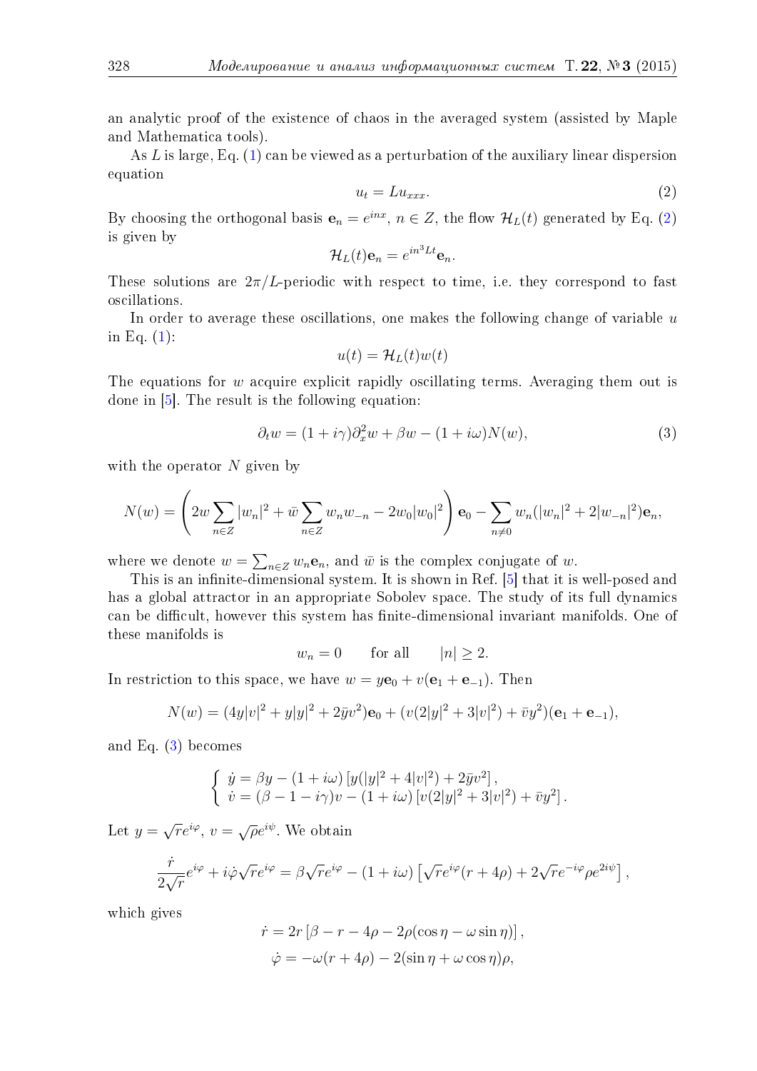an analytic proof of the existence of chaos in the averaged system (assisted by Maple and Mathematica tools).

As $L$ is large, Eq. (1) can be viewed as a perturbation of the auxiliary linear dispersion equation

$$u_t = Lu_{xxx}. \tag{2}$$

By choosing the orthogonal basis $\mathbf{e}_n = e^{inx}$, $n \in Z$, the flow $\mathcal{H}_L(t)$ generated by Eq. (2) is given by

$$\mathcal{H}_L(t)\mathbf{e}_n = e^{in^3Lt}\mathbf{e}_n.$$

These solutions are $2\pi/L$-periodic with respect to time, i.e. they correspond to fast oscillations.

In order to average these oscillations, one makes the following change of variable $u$ in Eq. (1):

$$u(t) = \mathcal{H}_L(t)w(t)$$

The equations for $w$ acquire explicit rapidly oscillating terms. Averaging them out is done in [5]. The result is the following equation:

$$\partial_t w = (1 + i\gamma)\partial_x^2 w + \beta w - (1 + i\omega)N(w), \tag{3}$$

with the operator $N$ given by

$$N(w) = \left( 2w \sum_{n \in Z} |w_n|^2 + \bar{w} \sum_{n \in Z} w_n w_{-n} - 2w_0|w_0|^2 \right) \mathbf{e}_0 - \sum_{n \neq 0} w_n(|w_n|^2 + 2|w_{-n}|^2)\mathbf{e}_n,$$

where we denote $w = \sum_{n \in Z} w_n \mathbf{e}_n$, and $\bar{w}$ is the complex conjugate of $w$.

This is an infinite-dimensional system. It is shown in Ref. [5] that it is well-posed and has a global attractor in an appropriate Sobolev space. The study of its full dynamics can be difficult, however this system has finite-dimensional invariant manifolds. One of these manifolds is

$$w_n = 0 \qquad \text{for all} \qquad |n| \geq 2.$$

In restriction to this space, we have $w = y\mathbf{e}_0 + v(\mathbf{e}_1 + \mathbf{e}_{-1})$. Then

$$N(w) = (4y|v|^2 + y|y|^2 + 2\bar{y}v^2)\mathbf{e}_0 + (v(2|y|^2 + 3|v|^2) + \bar{v}y^2)(\mathbf{e}_1 + \mathbf{e}_{-1}),$$

and Eq. (3) becomes

$$\begin{cases} \dot{y} = \beta y - (1 + i\omega)\left[y(|y|^2 + 4|v|^2) + 2\bar{y}v^2\right], \\ \dot{v} = (\beta - 1 - i\gamma)v - (1 + i\omega)\left[v(2|y|^2 + 3|v|^2) + \bar{v}y^2\right]. \end{cases}$$

Let $y = \sqrt{r}e^{i\varphi}$, $v = \sqrt{\rho}e^{i\psi}$. We obtain

$$\frac{\dot{r}}{2\sqrt{r}}e^{i\varphi} + i\dot{\varphi}\sqrt{r}e^{i\varphi} = \beta\sqrt{r}e^{i\varphi} - (1 + i\omega)\left[\sqrt{r}e^{i\varphi}(r + 4\rho) + 2\sqrt{r}e^{-i\varphi}\rho e^{2i\psi}\right],$$

which gives

$$\dot{r} = 2r\left[\beta - r - 4\rho - 2\rho(\cos\eta - \omega\sin\eta)\right],$$

$$\dot{\varphi} = -\omega(r + 4\rho) - 2(\sin\eta + \omega\cos\eta)\rho,$$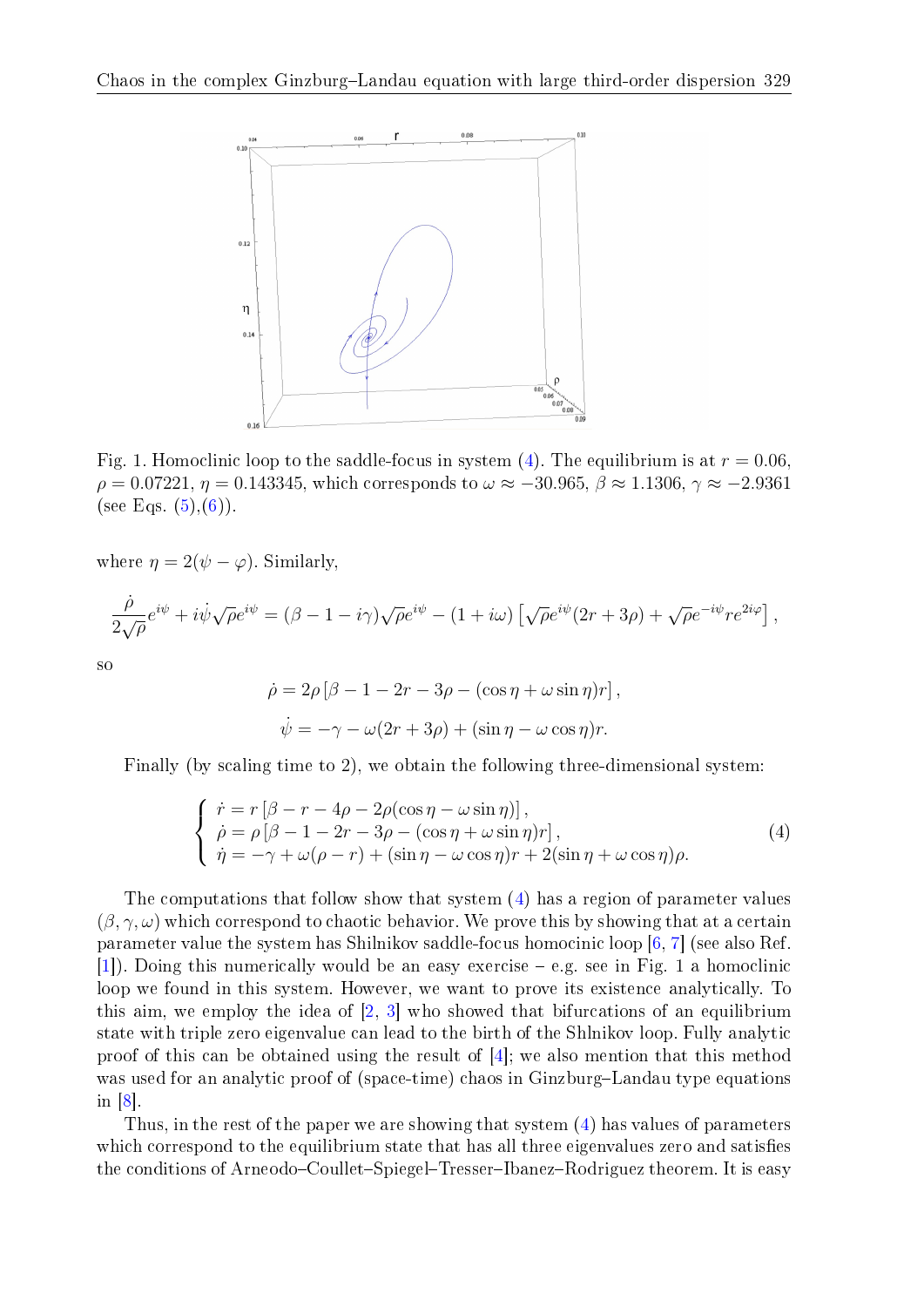Fig. 1. Homoclinic loop to the saddle-focus in system (4). The equilibrium is at $r = 0.06$, $\rho = 0.07221$, $\eta = 0.143345$, which corresponds to $\omega \approx -30.965$, $\beta \approx 1.1306$, $\gamma \approx -2.9361$ (see Eqs. (5),(6)).

where $\eta = 2(\psi - \varphi)$. Similarly,

$$\frac{\dot{\rho}}{2\sqrt{\rho}}e^{i\psi} + i\dot{\psi}\sqrt{\rho}e^{i\psi} = (\beta - 1 - i\gamma)\sqrt{\rho}e^{i\psi} - (1 + i\omega)\left[\sqrt{\rho}e^{i\psi}(2r + 3\rho) + \sqrt{\rho}e^{-i\psi}re^{2i\varphi}\right],$$

so

$$\dot{\rho} = 2\rho\left[\beta - 1 - 2r - 3\rho - (\cos\eta + \omega\sin\eta)r\right],$$

$$\dot{\psi} = -\gamma - \omega(2r + 3\rho) + (\sin\eta - \omega\cos\eta)r.$$

Finally (by scaling time to 2), we obtain the following three-dimensional system:

$$\begin{cases} \dot{r} = r\left[\beta - r - 4\rho - 2\rho(\cos\eta - \omega\sin\eta)\right], \\ \dot{\rho} = \rho\left[\beta - 1 - 2r - 3\rho - (\cos\eta + \omega\sin\eta)r\right], \\ \dot{\eta} = -\gamma + \omega(\rho - r) + (\sin\eta - \omega\cos\eta)r + 2(\sin\eta + \omega\cos\eta)\rho. \end{cases} \tag{4}$$

The computations that follow show that system (4) has a region of parameter values $(\beta, \gamma, \omega)$ which correspond to chaotic behavior. We prove this by showing that at a certain parameter value the system has Shilnikov saddle-focus homocinic loop [6, 7] (see also Ref. [1]). Doing this numerically would be an easy exercise – e.g. see in Fig. 1 a homoclinic loop we found in this system. However, we want to prove its existence analytically. To this aim, we employ the idea of [2, 3] who showed that bifurcations of an equilibrium state with triple zero eigenvalue can lead to the birth of the Shlnikov loop. Fully analytic proof of this can be obtained using the result of [4]; we also mention that this method was used for an analytic proof of (space-time) chaos in Ginzburg–Landau type equations in [8].

Thus, in the rest of the paper we are showing that system (4) has values of parameters which correspond to the equilibrium state that has all three eigenvalues zero and satisfies the conditions of Arneodo–Coullet–Spiegel–Tresser–Ibanez–Rodriguez theorem. It is easy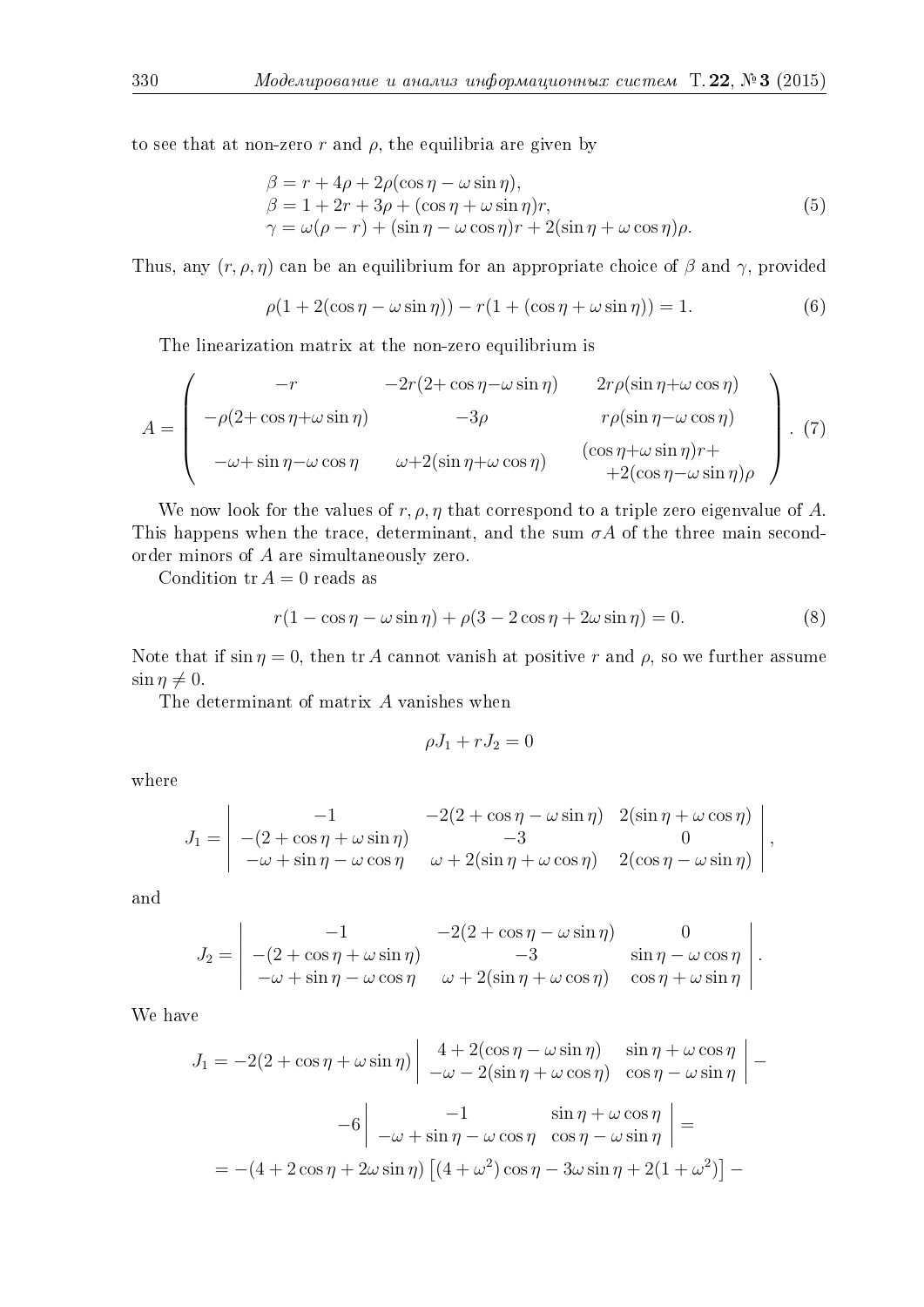to see that at non-zero $r$ and $\rho$, the equilibria are given by

$$
\begin{aligned}
&\beta = r + 4\rho + 2\rho(\cos\eta - \omega\sin\eta),\\
&\beta = 1 + 2r + 3\rho + (\cos\eta + \omega\sin\eta)r,\\
&\gamma = \omega(\rho - r) + (\sin\eta - \omega\cos\eta)r + 2(\sin\eta + \omega\cos\eta)\rho.
\end{aligned}
\tag{5}
$$

Thus, any $(r, \rho, \eta)$ can be an equilibrium for an appropriate choice of $\beta$ and $\gamma$, provided

$$
\rho(1 + 2(\cos\eta - \omega\sin\eta)) - r(1 + (\cos\eta + \omega\sin\eta)) = 1. \tag{6}
$$

The linearization matrix at the non-zero equilibrium is

$$
A = \begin{pmatrix}
-r & -2r(2+\cos\eta-\omega\sin\eta) & 2r\rho(\sin\eta+\omega\cos\eta)\\
-\rho(2+\cos\eta+\omega\sin\eta) & -3\rho & r\rho(\sin\eta-\omega\cos\eta)\\
-\omega+\sin\eta-\omega\cos\eta & \omega+2(\sin\eta+\omega\cos\eta) & \begin{array}{c}(\cos\eta+\omega\sin\eta)r+\\ +2(\cos\eta-\omega\sin\eta)\rho\end{array}
\end{pmatrix}. \tag{7}
$$

We now look for the values of $r, \rho, \eta$ that correspond to a triple zero eigenvalue of $A$. This happens when the trace, determinant, and the sum $\sigma A$ of the three main second-order minors of $A$ are simultaneously zero.

Condition $\operatorname{tr} A = 0$ reads as

$$
r(1 - \cos\eta - \omega\sin\eta) + \rho(3 - 2\cos\eta + 2\omega\sin\eta) = 0. \tag{8}
$$

Note that if $\sin\eta = 0$, then $\operatorname{tr} A$ cannot vanish at positive $r$ and $\rho$, so we further assume $\sin\eta \neq 0$.

The determinant of matrix $A$ vanishes when

$$
\rho J_1 + r J_2 = 0
$$

where

$$
J_1 = \begin{vmatrix}
-1 & -2(2+\cos\eta-\omega\sin\eta) & 2(\sin\eta+\omega\cos\eta)\\
-(2+\cos\eta+\omega\sin\eta) & -3 & 0\\
-\omega+\sin\eta-\omega\cos\eta & \omega+2(\sin\eta+\omega\cos\eta) & 2(\cos\eta-\omega\sin\eta)
\end{vmatrix},
$$

and

$$
J_2 = \begin{vmatrix}
-1 & -2(2+\cos\eta-\omega\sin\eta) & 0\\
-(2+\cos\eta+\omega\sin\eta) & -3 & \sin\eta-\omega\cos\eta\\
-\omega+\sin\eta-\omega\cos\eta & \omega+2(\sin\eta+\omega\cos\eta) & \cos\eta+\omega\sin\eta
\end{vmatrix}.
$$

We have

$$
\begin{aligned}
J_1 = -2(2+\cos\eta+\omega\sin\eta)&\begin{vmatrix}
4+2(\cos\eta-\omega\sin\eta) & \sin\eta+\omega\cos\eta\\
-\omega-2(\sin\eta+\omega\cos\eta) & \cos\eta-\omega\sin\eta
\end{vmatrix} -\\
&-6\begin{vmatrix}
-1 & \sin\eta+\omega\cos\eta\\
-\omega+\sin\eta-\omega\cos\eta & \cos\eta-\omega\sin\eta
\end{vmatrix} =\\
= -(4+2\cos\eta+2\omega\sin\eta)&\left[(4+\omega^2)\cos\eta - 3\omega\sin\eta + 2(1+\omega^2)\right] -
\end{aligned}
$$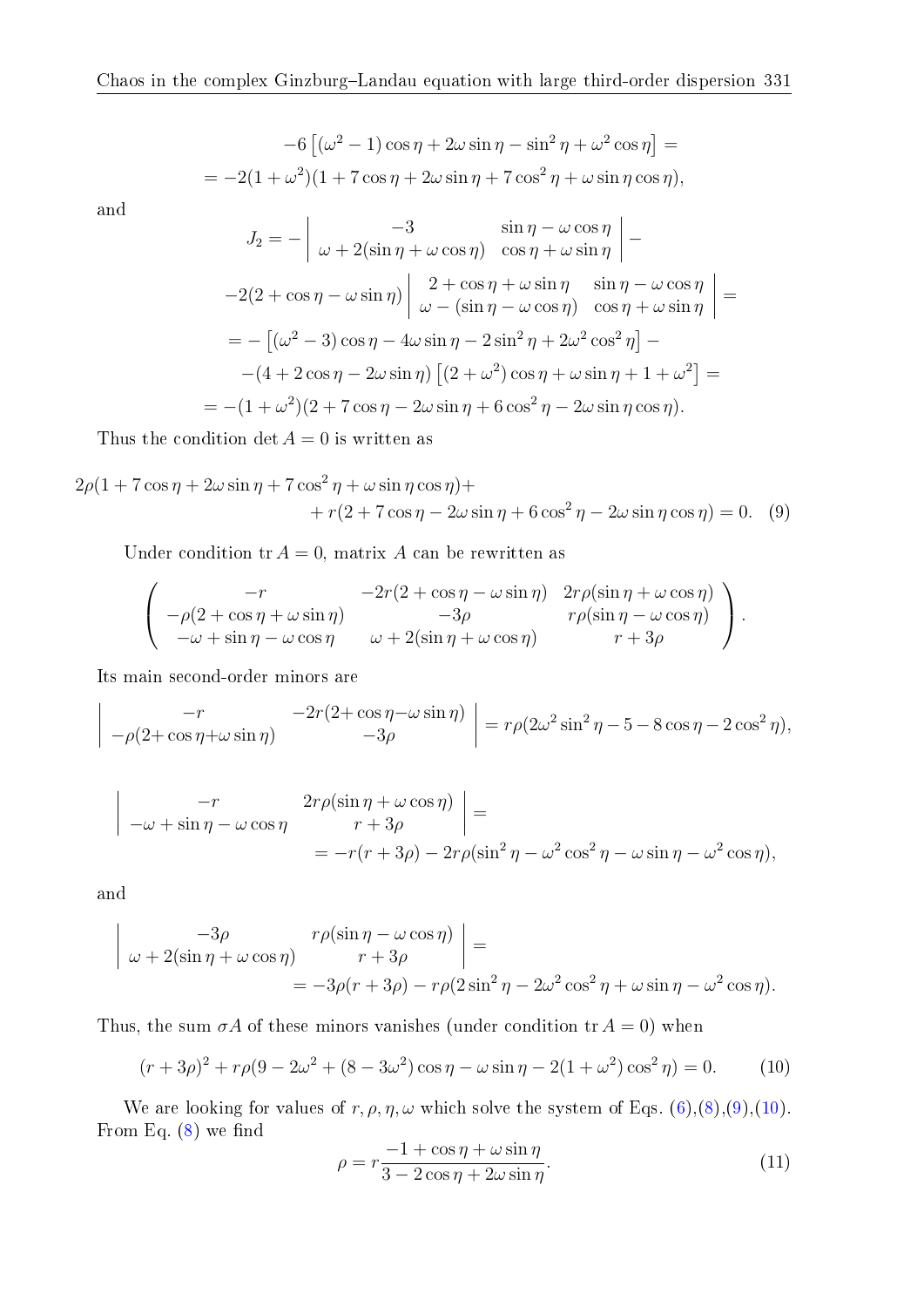$$-6\left[(\omega^2-1)\cos\eta+2\omega\sin\eta-\sin^2\eta+\omega^2\cos\eta\right]=$$
$$=-2(1+\omega^2)(1+7\cos\eta+2\omega\sin\eta+7\cos^2\eta+\omega\sin\eta\cos\eta),$$

and

$$J_2=-\begin{vmatrix}-3 & \sin\eta-\omega\cos\eta\\ \omega+2(\sin\eta+\omega\cos\eta) & \cos\eta+\omega\sin\eta\end{vmatrix}-$$
$$-2(2+\cos\eta-\omega\sin\eta)\begin{vmatrix}2+\cos\eta+\omega\sin\eta & \sin\eta-\omega\cos\eta\\ \omega-(\sin\eta-\omega\cos\eta) & \cos\eta+\omega\sin\eta\end{vmatrix}=$$
$$=-\left[(\omega^2-3)\cos\eta-4\omega\sin\eta-2\sin^2\eta+2\omega^2\cos^2\eta\right]-$$
$$-(4+2\cos\eta-2\omega\sin\eta)\left[(2+\omega^2)\cos\eta+\omega\sin\eta+1+\omega^2\right]=$$
$$=-(1+\omega^2)(2+7\cos\eta-2\omega\sin\eta+6\cos^2\eta-2\omega\sin\eta\cos\eta).$$

Thus the condition $\det A=0$ is written as

$$2\rho(1+7\cos\eta+2\omega\sin\eta+7\cos^2\eta+\omega\sin\eta\cos\eta)+$$
$$+r(2+7\cos\eta-2\omega\sin\eta+6\cos^2\eta-2\omega\sin\eta\cos\eta)=0. \quad (9)$$

Under condition $\operatorname{tr}A=0$, matrix $A$ can be rewritten as

$$\begin{pmatrix}-r & -2r(2+\cos\eta-\omega\sin\eta) & 2r\rho(\sin\eta+\omega\cos\eta)\\ -\rho(2+\cos\eta+\omega\sin\eta) & -3\rho & r\rho(\sin\eta-\omega\cos\eta)\\ -\omega+\sin\eta-\omega\cos\eta & \omega+2(\sin\eta+\omega\cos\eta) & r+3\rho\end{pmatrix}.$$

Its main second-order minors are

$$\begin{vmatrix}-r & -2r(2+\cos\eta-\omega\sin\eta)\\ -\rho(2+\cos\eta+\omega\sin\eta) & -3\rho\end{vmatrix}=r\rho(2\omega^2\sin^2\eta-5-8\cos\eta-2\cos^2\eta),$$

$$\begin{vmatrix}-r & 2r\rho(\sin\eta+\omega\cos\eta)\\ -\omega+\sin\eta-\omega\cos\eta & r+3\rho\end{vmatrix}=$$
$$=-r(r+3\rho)-2r\rho(\sin^2\eta-\omega^2\cos^2\eta-\omega\sin\eta-\omega^2\cos\eta),$$

and

$$\begin{vmatrix}-3\rho & r\rho(\sin\eta-\omega\cos\eta)\\ \omega+2(\sin\eta+\omega\cos\eta) & r+3\rho\end{vmatrix}=$$
$$=-3\rho(r+3\rho)-r\rho(2\sin^2\eta-2\omega^2\cos^2\eta+\omega\sin\eta-\omega^2\cos\eta).$$

Thus, the sum $\sigma A$ of these minors vanishes (under condition $\operatorname{tr}A=0$) when

$$(r+3\rho)^2+r\rho(9-2\omega^2+(8-3\omega^2)\cos\eta-\omega\sin\eta-2(1+\omega^2)\cos^2\eta)=0. \quad (10)$$

We are looking for values of $r,\rho,\eta,\omega$ which solve the system of Eqs. (6),(8),(9),(10). From Eq. (8) we find

$$\rho=r\frac{-1+\cos\eta+\omega\sin\eta}{3-2\cos\eta+2\omega\sin\eta}. \quad (11)$$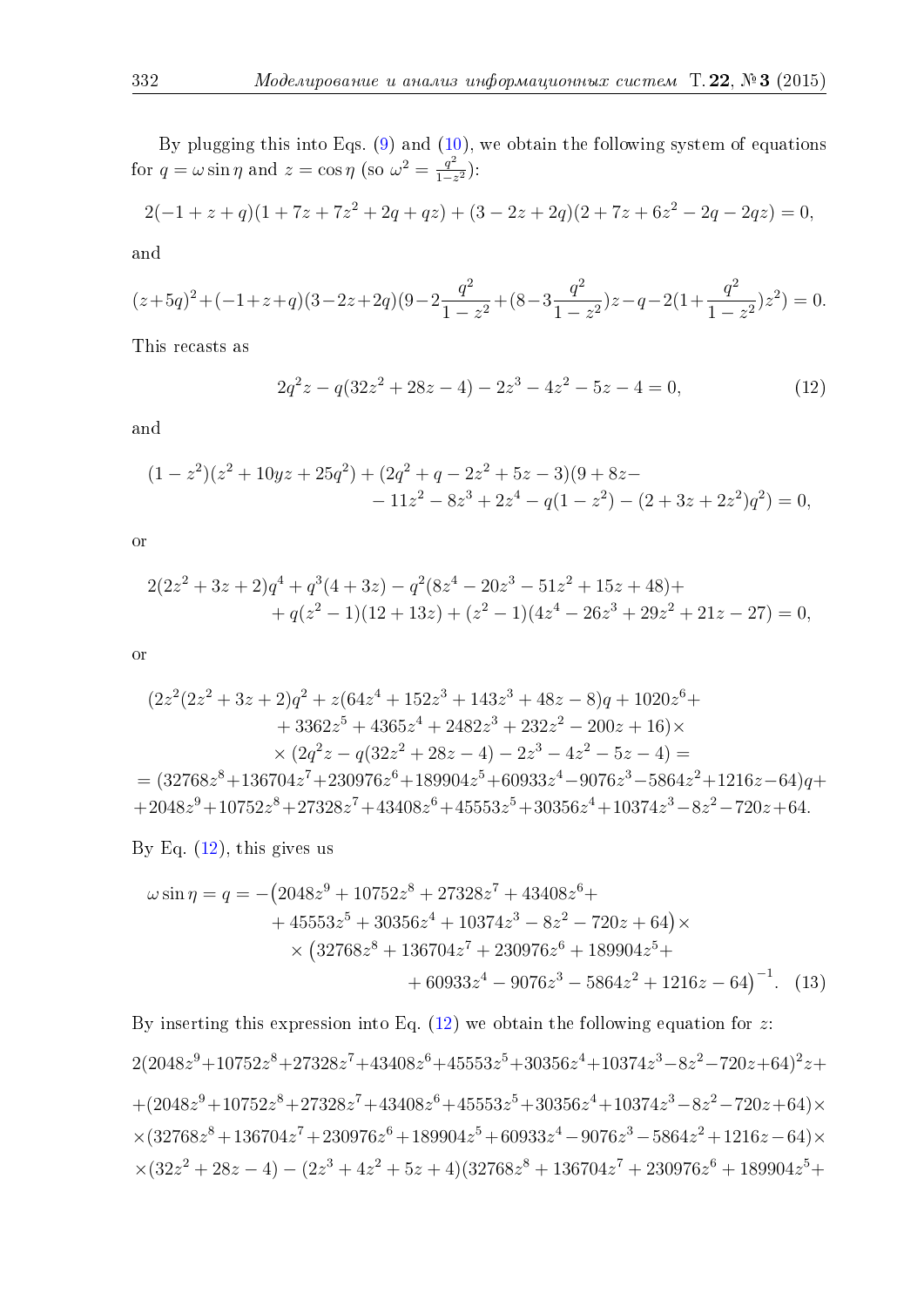By plugging this into Eqs. (9) and (10), we obtain the following system of equations for $q = \omega \sin \eta$ and $z = \cos \eta$ (so $\omega^2 = \frac{q^2}{1-z^2}$):

$$2(-1+z+q)(1+7z+7z^2+2q+qz)+(3-2z+2q)(2+7z+6z^2-2q-2qz)=0,$$

and

$$(z+5q)^2+(-1+z+q)(3-2z+2q)(9-2\frac{q^2}{1-z^2}+(8-3\frac{q^2}{1-z^2})z-q-2(1+\frac{q^2}{1-z^2})z^2)=0.$$

This recasts as

$$2q^2z - q(32z^2+28z-4) - 2z^3 - 4z^2 - 5z - 4 = 0, \tag{12}$$

and

$$(1-z^2)(z^2+10yz+25q^2)+(2q^2+q-2z^2+5z-3)(9+8z- \\ -11z^2-8z^3+2z^4-q(1-z^2)-(2+3z+2z^2)q^2)=0,$$

or

$$2(2z^2+3z+2)q^4+q^3(4+3z)-q^2(8z^4-20z^3-51z^2+15z+48)+ \\ +q(z^2-1)(12+13z)+(z^2-1)(4z^4-26z^3+29z^2+21z-27)=0,$$

or

$$(2z^2(2z^2+3z+2)q^2+z(64z^4+152z^3+143z^3+48z-8)q+1020z^6+ \\ +3362z^5+4365z^4+2482z^3+232z^2-200z+16)\times \\ \times(2q^2z-q(32z^2+28z-4)-2z^3-4z^2-5z-4)= \\ =(32768z^8+136704z^7+230976z^6+189904z^5+60933z^4-9076z^3-5864z^2+1216z-64)q+ \\ +2048z^9+10752z^8+27328z^7+43408z^6+45553z^5+30356z^4+10374z^3-8z^2-720z+64.$$

By Eq. (12), this gives us

$$\omega\sin\eta = q = -\big(2048z^9+10752z^8+27328z^7+43408z^6+ \\ +45553z^5+30356z^4+10374z^3-8z^2-720z+64\big)\times \\ \times\big(32768z^8+136704z^7+230976z^6+189904z^5+ \\ +60933z^4-9076z^3-5864z^2+1216z-64\big)^{-1}. \tag{13}$$

By inserting this expression into Eq. (12) we obtain the following equation for $z$:

$$2(2048z^9+10752z^8+27328z^7+43408z^6+45553z^5+30356z^4+10374z^3-8z^2-720z+64)^2z+ \\ +(2048z^9+10752z^8+27328z^7+43408z^6+45553z^5+30356z^4+10374z^3-8z^2-720z+64)\times \\ \times(32768z^8+136704z^7+230976z^6+189904z^5+60933z^4-9076z^3-5864z^2+1216z-64)\times \\ \times(32z^2+28z-4)-(2z^3+4z^2+5z+4)(32768z^8+136704z^7+230976z^6+189904z^5+$$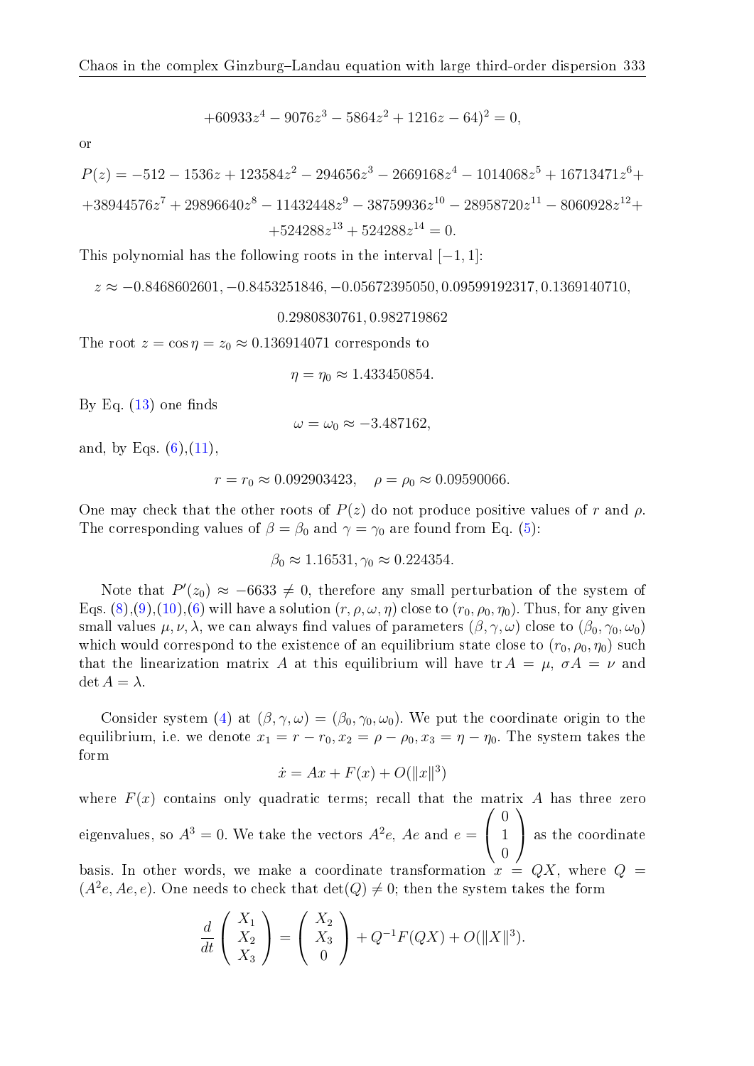$$+60933z^4 - 9076z^3 - 5864z^2 + 1216z - 64)^2 = 0,$$

or

$$P(z) = -512 - 1536z + 123584z^2 - 294656z^3 - 2669168z^4 - 1014068z^5 + 16713471z^6 +$$
$$+38944576z^7 + 29896640z^8 - 11432448z^9 - 38759936z^{10} - 28958720z^{11} - 8060928z^{12} +$$
$$+524288z^{13} + 524288z^{14} = 0.$$

This polynomial has the following roots in the interval $[-1, 1]$:

$$z \approx -0.8468602601, -0.8453251846, -0.05672395050, 0.09599192317, 0.1369140710,$$
$$0.2980830761, 0.982719862$$

The root $z = \cos\eta = z_0 \approx 0.136914071$ corresponds to

$$\eta = \eta_0 \approx 1.433450854.$$

By Eq. (13) one finds

$$\omega = \omega_0 \approx -3.487162,$$

and, by Eqs. (6),(11),

$$r = r_0 \approx 0.092903423, \quad \rho = \rho_0 \approx 0.09590066.$$

One may check that the other roots of $P(z)$ do not produce positive values of $r$ and $\rho$. The corresponding values of $\beta = \beta_0$ and $\gamma = \gamma_0$ are found from Eq. (5):

$$\beta_0 \approx 1.16531, \gamma_0 \approx 0.224354.$$

Note that $P'(z_0) \approx -6633 \neq 0$, therefore any small perturbation of the system of Eqs. (8),(9),(10),(6) will have a solution $(r, \rho, \omega, \eta)$ close to $(r_0, \rho_0, \eta_0)$. Thus, for any given small values $\mu, \nu, \lambda$, we can always find values of parameters $(\beta, \gamma, \omega)$ close to $(\beta_0, \gamma_0, \omega_0)$ which would correspond to the existence of an equilibrium state close to $(r_0, \rho_0, \eta_0)$ such that the linearization matrix $A$ at this equilibrium will have $\operatorname{tr} A = \mu$, $\sigma A = \nu$ and $\det A = \lambda$.

Consider system (4) at $(\beta, \gamma, \omega) = (\beta_0, \gamma_0, \omega_0)$. We put the coordinate origin to the equilibrium, i.e. we denote $x_1 = r - r_0, x_2 = \rho - \rho_0, x_3 = \eta - \eta_0$. The system takes the form

$$\dot{x} = Ax + F(x) + O(\|x\|^3)$$

where $F(x)$ contains only quadratic terms; recall that the matrix $A$ has three zero eigenvalues, so $A^3 = 0$. We take the vectors $A^2 e$, $Ae$ and $e = \begin{pmatrix} 0 \\ 1 \\ 0 \end{pmatrix}$ as the coordinate basis. In other words, we make a coordinate transformation $x = QX$, where $Q = (A^2 e, Ae, e)$. One needs to check that $\det(Q) \neq 0$; then the system takes the form

$$\frac{d}{dt}\begin{pmatrix} X_1 \\ X_2 \\ X_3 \end{pmatrix} = \begin{pmatrix} X_2 \\ X_3 \\ 0 \end{pmatrix} + Q^{-1}F(QX) + O(\|X\|^3).$$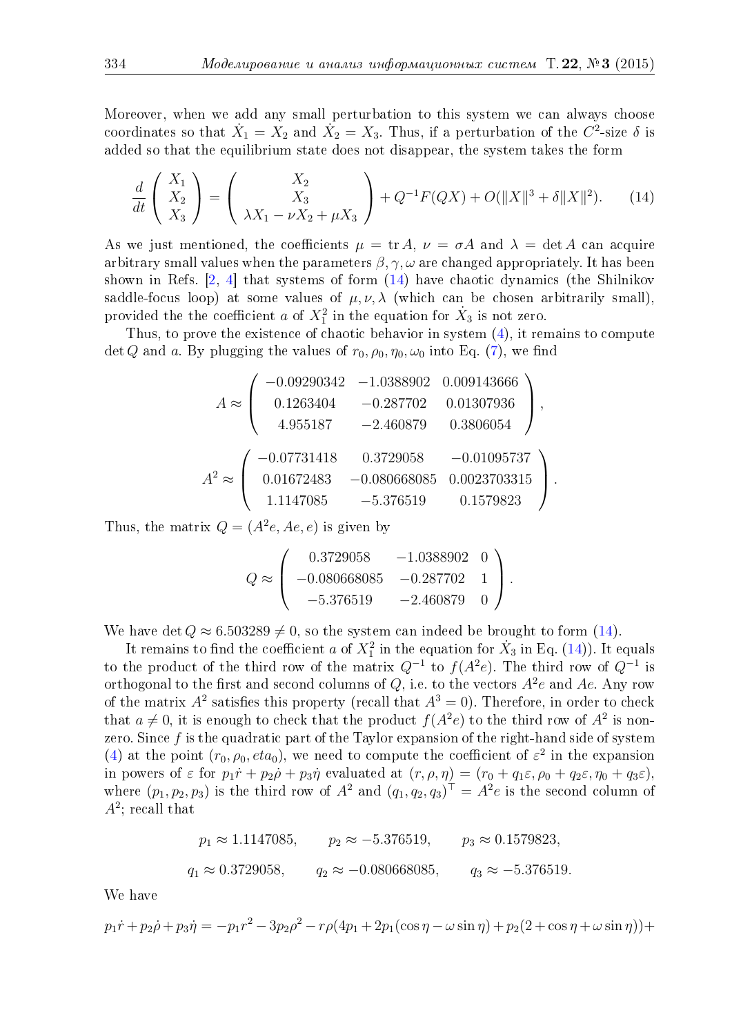Moreover, when we add any small perturbation to this system we can always choose coordinates so that $\dot{X}_1 = X_2$ and $\dot{X}_2 = X_3$. Thus, if a perturbation of the $C^2$-size $\delta$ is added so that the equilibrium state does not disappear, the system takes the form

$$\frac{d}{dt}\begin{pmatrix} X_1 \\ X_2 \\ X_3 \end{pmatrix} = \begin{pmatrix} X_2 \\ X_3 \\ \lambda X_1 - \nu X_2 + \mu X_3 \end{pmatrix} + Q^{-1}F(QX) + O(\|X\|^3 + \delta\|X\|^2). \tag{14}$$

As we just mentioned, the coefficients $\mu = \operatorname{tr} A$, $\nu = \sigma A$ and $\lambda = \det A$ can acquire arbitrary small values when the parameters $\beta, \gamma, \omega$ are changed appropriately. It has been shown in Refs. [2, 4] that systems of form (14) have chaotic dynamics (the Shilnikov saddle-focus loop) at some values of $\mu, \nu, \lambda$ (which can be chosen arbitrarily small), provided the the coefficient $a$ of $X_1^2$ in the equation for $\dot{X}_3$ is not zero.

Thus, to prove the existence of chaotic behavior in system (4), it remains to compute $\det Q$ and $a$. By plugging the values of $r_0, \rho_0, \eta_0, \omega_0$ into Eq. (7), we find

$$A \approx \begin{pmatrix} -0.09290342 & -1.0388902 & 0.009143666 \\ 0.1263404 & -0.287702 & 0.01307936 \\ 4.955187 & -2.460879 & 0.3806054 \end{pmatrix},$$

$$A^2 \approx \begin{pmatrix} -0.07731418 & 0.3729058 & -0.01095737 \\ 0.01672483 & -0.080668085 & 0.0023703315 \\ 1.1147085 & -5.376519 & 0.1579823 \end{pmatrix}.$$

Thus, the matrix $Q = (A^2e, Ae, e)$ is given by

$$Q \approx \begin{pmatrix} 0.3729058 & -1.0388902 & 0 \\ -0.080668085 & -0.287702 & 1 \\ -5.376519 & -2.460879 & 0 \end{pmatrix}.$$

We have $\det Q \approx 6.503289 \neq 0$, so the system can indeed be brought to form (14).

It remains to find the coefficient $a$ of $X_1^2$ in the equation for $\dot{X}_3$ in Eq. (14)). It equals to the product of the third row of the matrix $Q^{-1}$ to $f(A^2e)$. The third row of $Q^{-1}$ is orthogonal to the first and second columns of $Q$, i.e. to the vectors $A^2e$ and $Ae$. Any row of the matrix $A^2$ satisfies this property (recall that $A^3 = 0$). Therefore, in order to check that $a \neq 0$, it is enough to check that the product $f(A^2e)$ to the third row of $A^2$ is nonzero. Since $f$ is the quadratic part of the Taylor expansion of the right-hand side of system (4) at the point $(r_0, \rho_0, eta_0)$, we need to compute the coefficient of $\varepsilon^2$ in the expansion in powers of $\varepsilon$ for $p_1\dot{r} + p_2\dot{\rho} + p_3\dot{\eta}$ evaluated at $(r, \rho, \eta) = (r_0 + q_1\varepsilon, \rho_0 + q_2\varepsilon, \eta_0 + q_3\varepsilon)$, where $(p_1, p_2, p_3)$ is the third row of $A^2$ and $(q_1, q_2, q_3)^\top = A^2e$ is the second column of $A^2$; recall that

$$p_1 \approx 1.1147085, \qquad p_2 \approx -5.376519, \qquad p_3 \approx 0.1579823,$$

$$q_1 \approx 0.3729058, \qquad q_2 \approx -0.080668085, \qquad q_3 \approx -5.376519.$$

We have

$$p_1\dot{r} + p_2\dot{\rho} + p_3\dot{\eta} = -p_1r^2 - 3p_2\rho^2 - r\rho(4p_1 + 2p_1(\cos\eta - \omega\sin\eta) + p_2(2 + \cos\eta + \omega\sin\eta)) +$$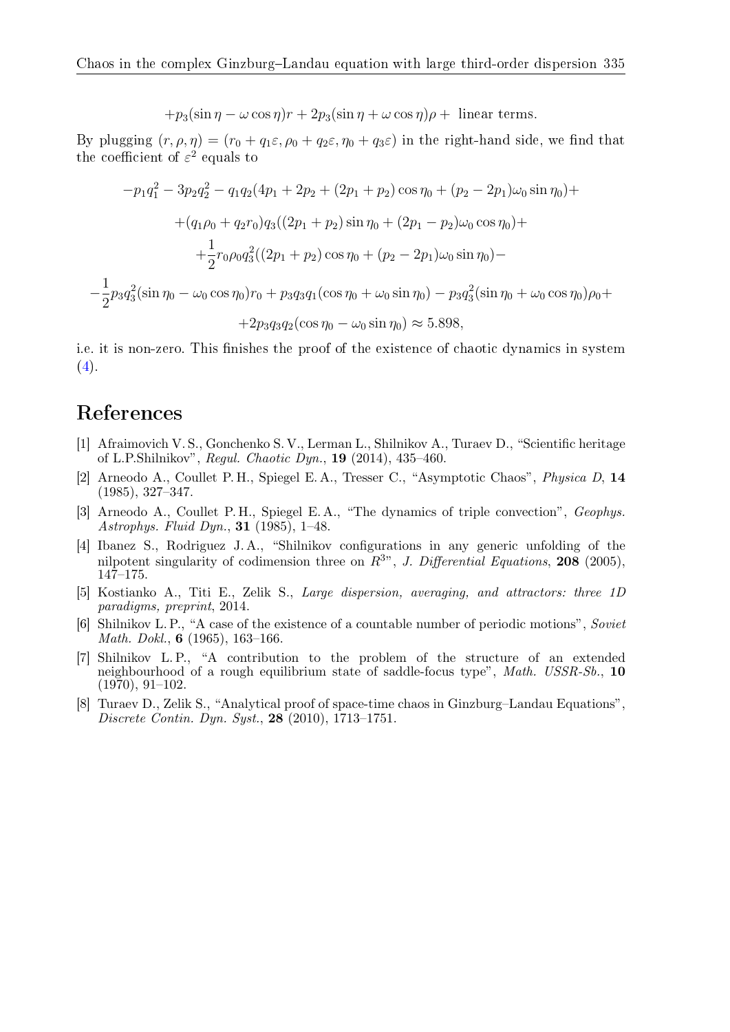$$+p_3(\sin\eta - \omega\cos\eta)r + 2p_3(\sin\eta + \omega\cos\eta)\rho + \text{ linear terms.}$$

By plugging $(r, \rho, \eta) = (r_0 + q_1\varepsilon, \rho_0 + q_2\varepsilon, \eta_0 + q_3\varepsilon)$ in the right-hand side, we find that the coefficient of $\varepsilon^2$ equals to

$$-p_1q_1^2 - 3p_2q_2^2 - q_1q_2(4p_1 + 2p_2 + (2p_1 + p_2)\cos\eta_0 + (p_2 - 2p_1)\omega_0\sin\eta_0) +$$
$$+(q_1\rho_0 + q_2r_0)q_3((2p_1 + p_2)\sin\eta_0 + (2p_1 - p_2)\omega_0\cos\eta_0) +$$
$$+\frac{1}{2}r_0\rho_0q_3^2((2p_1 + p_2)\cos\eta_0 + (p_2 - 2p_1)\omega_0\sin\eta_0) -$$
$$-\frac{1}{2}p_3q_3^2(\sin\eta_0 - \omega_0\cos\eta_0)r_0 + p_3q_3q_1(\cos\eta_0 + \omega_0\sin\eta_0) - p_3q_3^2(\sin\eta_0 + \omega_0\cos\eta_0)\rho_0 +$$
$$+2p_3q_3q_2(\cos\eta_0 - \omega_0\sin\eta_0) \approx 5.898,$$

i.e. it is non-zero. This finishes the proof of the existence of chaotic dynamics in system (4).

# References

[1] Afraimovich V. S., Gonchenko S. V., Lerman L., Shilnikov A., Turaev D., "Scientific heritage of L.P.Shilnikov", *Regul. Chaotic Dyn.*, **19** (2014), 435–460.

[2] Arneodo A., Coullet P. H., Spiegel E. A., Tresser C., "Asymptotic Chaos", *Physica D*, **14** (1985), 327–347.

[3] Arneodo A., Coullet P. H., Spiegel E. A., "The dynamics of triple convection", *Geophys. Astrophys. Fluid Dyn.*, **31** (1985), 1–48.

[4] Ibanez S., Rodriguez J. A., "Shilnikov configurations in any generic unfolding of the nilpotent singularity of codimension three on $R^3$", *J. Differential Equations*, **208** (2005), 147–175.

[5] Kostianko A., Titi E., Zelik S., *Large dispersion, averaging, and attractors: three 1D paradigms, preprint*, 2014.

[6] Shilnikov L. P., "A case of the existence of a countable number of periodic motions", *Soviet Math. Dokl.*, **6** (1965), 163–166.

[7] Shilnikov L. P., "A contribution to the problem of the structure of an extended neighbourhood of a rough equilibrium state of saddle-focus type", *Math. USSR-Sb.*, **10** (1970), 91–102.

[8] Turaev D., Zelik S., "Analytical proof of space-time chaos in Ginzburg–Landau Equations", *Discrete Contin. Dyn. Syst.*, **28** (2010), 1713–1751.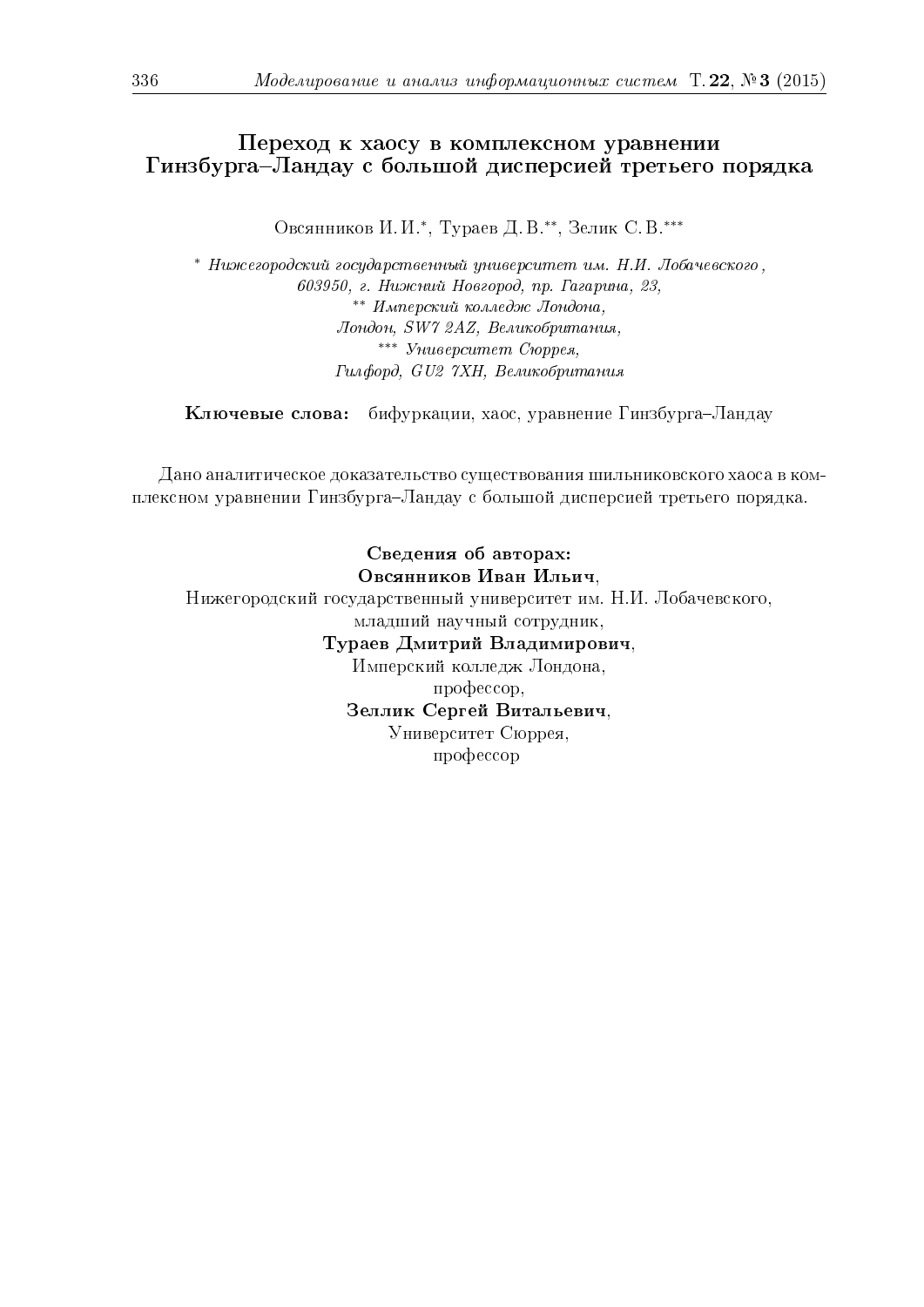# Переход к хаосу в комплексном уравнении Гинзбурга–Ландау с большой дисперсией третьего порядка

Овсянников И. И.*, Тураев Д. В.**, Зелик С. В.***

\* *Нижегородский государственный университет им. Н.И. Лобачевского,*
*603950, г. Нижний Новгород, пр. Гагарина, 23,*
\*\* *Имперский колледж Лондона,*
*Лондон, SW7 2AZ, Великобритания,*
\*\*\* *Университет Сюррея,*
*Гилфорд, GU2 7XH, Великобритания*

**Ключевые слова:** бифуркации, хаос, уравнение Гинзбурга–Ландау

Дано аналитическое доказательство существования шильниковского хаоса в комплексном уравнении Гинзбурга–Ландау с большой дисперсией третьего порядка.

**Сведения об авторах:**

**Овсянников Иван Ильич**,
Нижегородский государственный университет им. Н.И. Лобачевского,
младший научный сотрудник,

**Тураев Дмитрий Владимирович**,
Имперский колледж Лондона,
профессор,

**Зеллик Сергей Витальевич**,
Университет Сюррея,
профессор